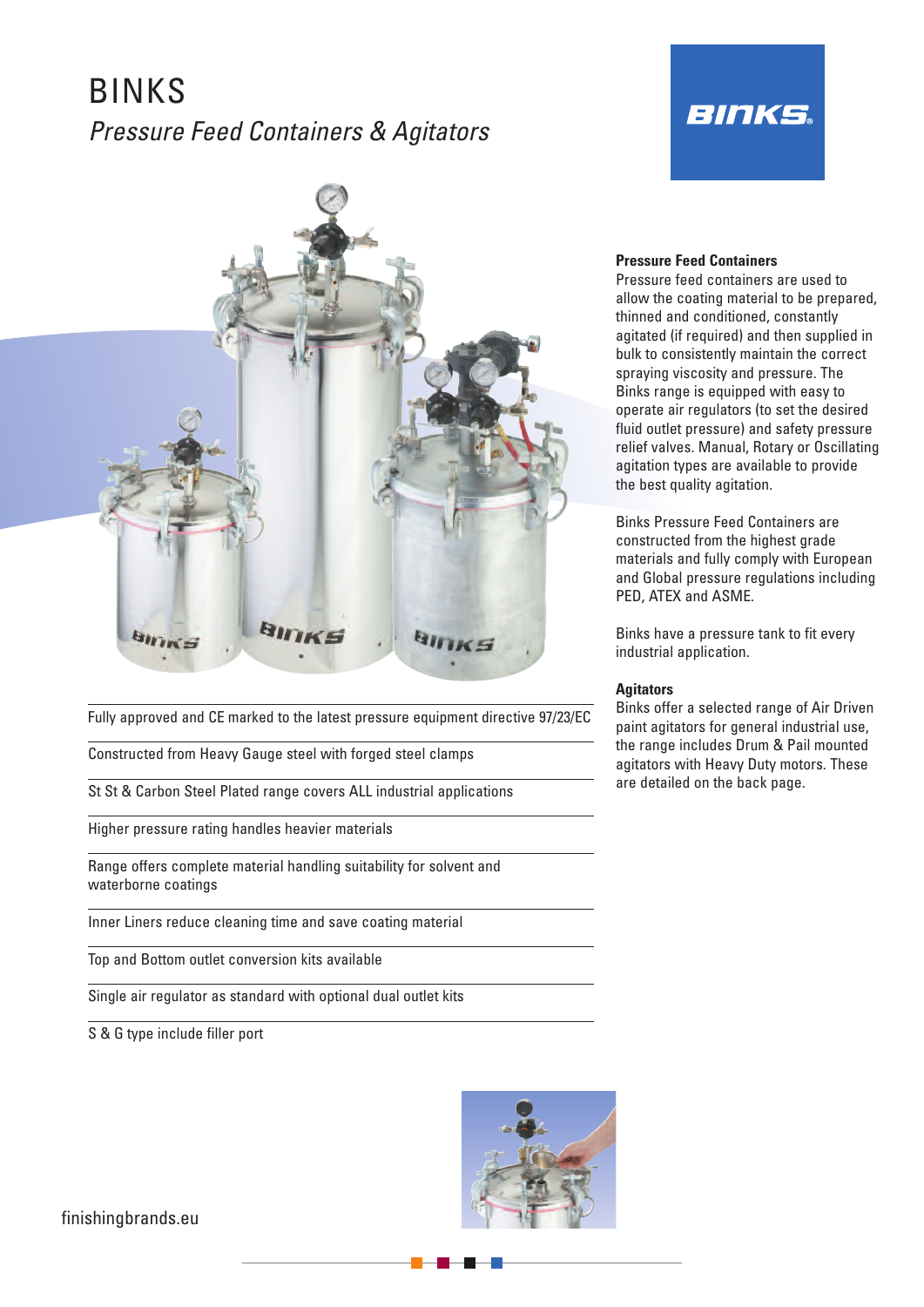# BINKS

## *Pressure Feed Containers & Agitators*

- Fully approved and CE marked to the latest pressure equipment directive 97/23/EC
- Constructed from Heavy Gauge steel with forged steel clamps
- St St & Carbon Steel Plated range covers ALL industrial applications
- Higher pressure rating handles heavier materials
- Range offers complete material handling suitability for solvent and waterborne coatings
- Inner Liners reduce cleaning time and save coating material
- Top and Bottom outlet conversion kits available
- Single air regulator as standard with optional dual outlet kits
- S & G type include filler port

### Pressure Feed Containers

Pressure feed containers are used to allow the coating material to be prepared, thinned and conditioned, constantly agitated (if required) and then supplied in bulk to consistently maintain the correct spraying viscosity and pressure. The Binks range is equipped with easy to operate air regulators (to set the desired fluid outlet pressure) and safety pressure relief valves. Manual, Rotary or Oscillating agitation types are available to provide the best quality agitation.

Binks Pressure Feed Containers are constructed from the highest grade materials and fully comply with European and Global pressure regulations including PED, ATEX and ASME.

Binks have a pressure tank to fit every industrial application.

### Agitators

Binks offer a selected range of Air Driven paint agitators for general industrial use, the range includes Drum & Pail mounted agitators with Heavy Duty motors. These are detailed on the back page.

finishingbrands.eu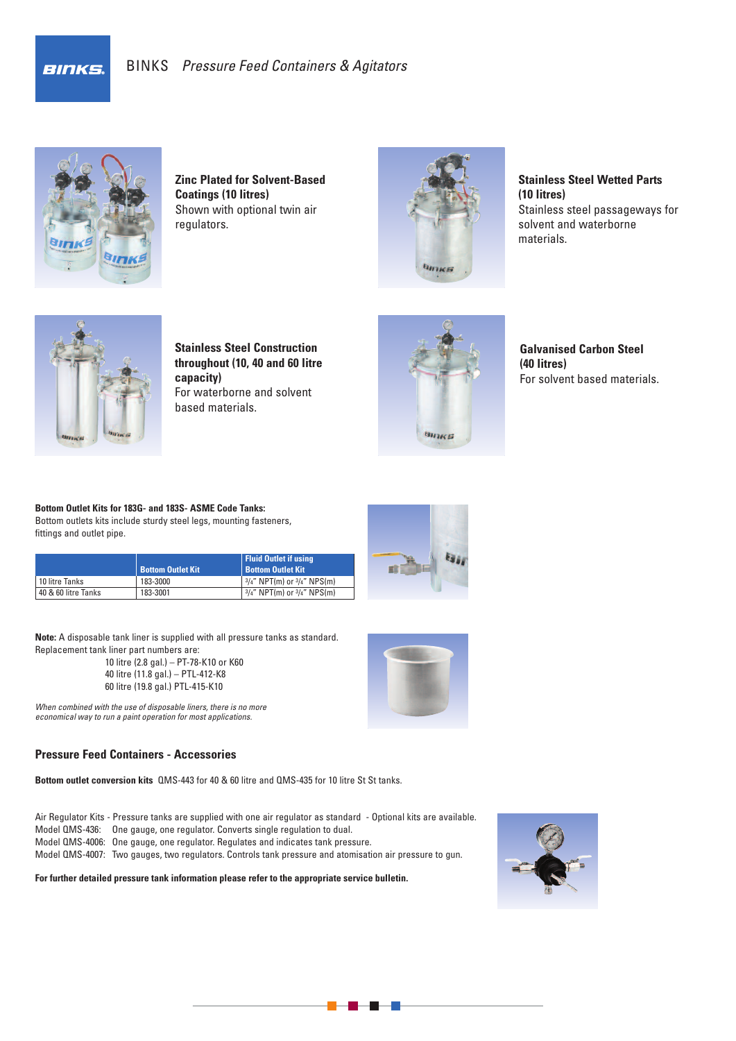**Zinc Plated for Solvent-Based Coatings (10 litres)**
Shown with optional twin air regulators.

**Stainless Steel Wetted Parts (10 litres)**
Stainless steel passageways for solvent and waterborne materials.

**Stainless Steel Construction throughout (10, 40 and 60 litre capacity)**
For waterborne and solvent based materials.

**Galvanised Carbon Steel (40 litres)**
For solvent based materials.

**Bottom Outlet Kits for 183G- and 183S- ASME Code Tanks:**
Bottom outlets kits include sturdy steel legs, mounting fasteners, fittings and outlet pipe.

| | Bottom Outlet Kit | Fluid Outlet if using Bottom Outlet Kit |
|---|---|---|
| 10 litre Tanks | 183-3000 | 3/4" NPT(m) or 3/4" NPS(m) |
| 40 & 60 litre Tanks | 183-3001 | 3/4" NPT(m) or 3/4" NPS(m) |

**Note:** A disposable tank liner is supplied with all pressure tanks as standard. Replacement tank liner part numbers are:

10 litre (2.8 gal.) – PT-78-K10 or K60
40 litre (11.8 gal.) – PTL-412-K8
60 litre (19.8 gal.) PTL-415-K10

*When combined with the use of disposable liners, there is no more economical way to run a paint operation for most applications.*

## Pressure Feed Containers - Accessories

**Bottom outlet conversion kits** QMS-443 for 40 & 60 litre and QMS-435 for 10 litre St St tanks.

Air Regulator Kits - Pressure tanks are supplied with one air regulator as standard - Optional kits are available.
Model QMS-436: One gauge, one regulator. Converts single regulation to dual.
Model QMS-4006: One gauge, one regulator. Regulates and indicates tank pressure.
Model QMS-4007: Two gauges, two regulators. Controls tank pressure and atomisation air pressure to gun.

**For further detailed pressure tank information please refer to the appropriate service bulletin.**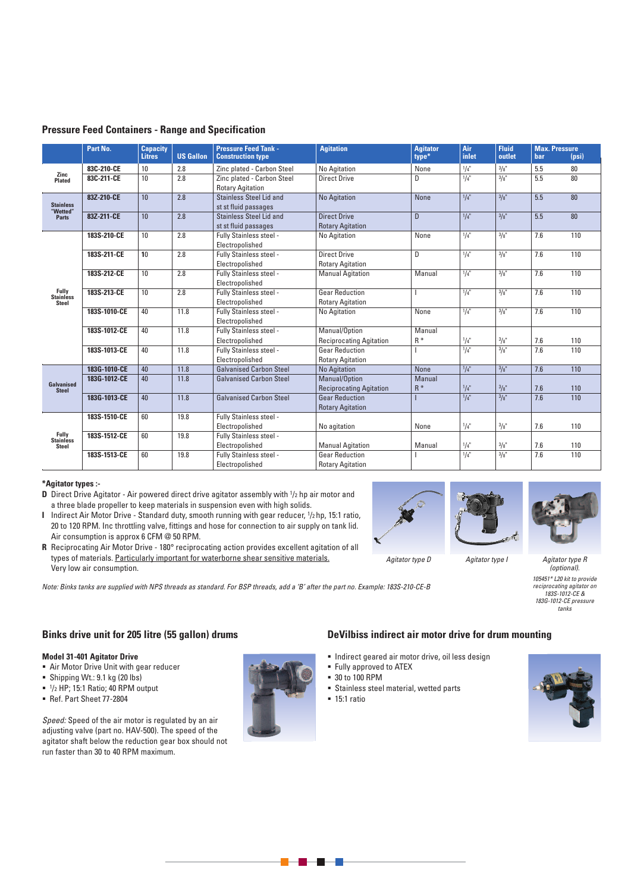## Pressure Feed Containers - Range and Specification

| | Part No. | Capacity Litres | US Gallon | Pressure Feed Tank - Construction type | Agitation | Agitator type* | Air inlet | Fluid outlet | Max. Pressure bar | (psi) |
|---|---|---|---|---|---|---|---|---|---|---|
| Zinc Plated | 83C-210-CE | 10 | 2.8 | Zinc plated - Carbon Steel | No Agitation | None | 1/4" | 3/8" | 5.5 | 80 |
| | 83C-211-CE | 10 | 2.8 | Zinc plated - Carbon Steel | Direct Drive Rotary Agitation | D | 1/4" | 3/8" | 5.5 | 80 |
| Stainless "Wetted" Parts | 83Z-210-CE | 10 | 2.8 | Stainless Steel Lid and st st fluid passages | No Agitation | None | 1/4" | 3/8" | 5.5 | 80 |
| | 83Z-211-CE | 10 | 2.8 | Stainless Steel Lid and st st fluid passages | Direct Drive Rotary Agitation | D | 1/4" | 3/8" | 5.5 | 80 |
| Fully Stainless Steel | 183S-210-CE | 10 | 2.8 | Fully Stainless steel - Electropolished | No Agitation | None | 1/4" | 3/8" | 7.6 | 110 |
| | 183S-211-CE | 10 | 2.8 | Fully Stainless steel - Electropolished | Direct Drive Rotary Agitation | D | 1/4" | 3/8" | 7.6 | 110 |
| | 183S-212-CE | 10 | 2.8 | Fully Stainless steel - Electropolished | Manual Agitation | Manual | 1/4" | 3/8" | 7.6 | 110 |
| | 183S-213-CE | 10 | 2.8 | Fully Stainless steel - Electropolished | Gear Reduction Rotary Agitation | I | 1/4" | 3/8" | 7.6 | 110 |
| | 183S-1010-CE | 40 | 11.8 | Fully Stainless steel - Electropolished | No Agitation | None | 1/4" | 3/8" | 7.6 | 110 |
| | 183S-1012-CE | 40 | 11.8 | Fully Stainless steel - Electropolished | Manual/Option Reciprocating Agitation | Manual R * | 1/4" | 3/8" | 7.6 | 110 |
| | 183S-1013-CE | 40 | 11.8 | Fully Stainless steel - Electropolished | Gear Reduction Rotary Agitation | I | 1/4" | 3/8" | 7.6 | 110 |
| Galvanised Steel | 183G-1010-CE | 40 | 11.8 | Galvanised Carbon Steel | No Agitation | None | 1/4" | 3/8" | 7.6 | 110 |
| | 183G-1012-CE | 40 | 11.8 | Galvanised Carbon Steel | Manual/Option Reciprocating Agitation | Manual R * | 1/4" | 3/8" | 7.6 | 110 |
| | 183G-1013-CE | 40 | 11.8 | Galvanised Carbon Steel | Gear Reduction Rotary Agitation | I | 1/4" | 3/8" | 7.6 | 110 |
| Fully Stainless Steel | 183S-1510-CE | 60 | 19.8 | Fully Stainless steel - Electropolished | No agitation | None | 1/4" | 3/8" | 7.6 | 110 |
| | 183S-1512-CE | 60 | 19.8 | Fully Stainless steel - Electropolished | Manual Agitation | Manual | 1/4" | 3/8" | 7.6 | 110 |
| | 183S-1513-CE | 60 | 19.8 | Fully Stainless steel - Electropolished | Gear Reduction Rotary Agitation | I | 1/4" | 3/8" | 7.6 | 110 |

**\*Agitator types :-**

- **D** Direct Drive Agitator - Air powered direct drive agitator assembly with 1/2 hp air motor and a three blade propeller to keep materials in suspension even with high solids.
- **I** Indirect Air Motor Drive - Standard duty, smooth running with gear reducer, 1/2 hp, 15:1 ratio, 20 to 120 RPM. Inc throttling valve, fittings and hose for connection to air supply on tank lid. Air consumption is approx 6 CFM @ 50 RPM.
- **R** Reciprocating Air Motor Drive - 180° reciprocating action provides excellent agitation of all types of materials. Particularly important for waterborne shear sensitive materials. Very low air consumption.

*Agitator type D*

*Agitator type I*

*Agitator type R (optional).*

*105451* L20 kit to provide reciprocating agitator on 183S-1012-CE & 183G-1012-CE pressure tanks*

*Note: Binks tanks are supplied with NPS threads as standard. For BSP threads, add a 'B' after the part no. Example: 183S-210-CE-B*

## Binks drive unit for 205 litre (55 gallon) drums

**Model 31-401 Agitator Drive**

- Air Motor Drive Unit with gear reducer
- Shipping Wt.: 9.1 kg (20 lbs)
- 1/2 HP; 15:1 Ratio; 40 RPM output
- Ref. Part Sheet 77-2804

*Speed:* Speed of the air motor is regulated by an air adjusting valve (part no. HAV-500). The speed of the agitator shaft below the reduction gear box should not run faster than 30 to 40 RPM maximum.

## DeVilbiss indirect air motor drive for drum mounting

- Indirect geared air motor drive, oil less design
- Fully approved to ATEX
- 30 to 100 RPM
- Stainless steel material, wetted parts
- 15:1 ratio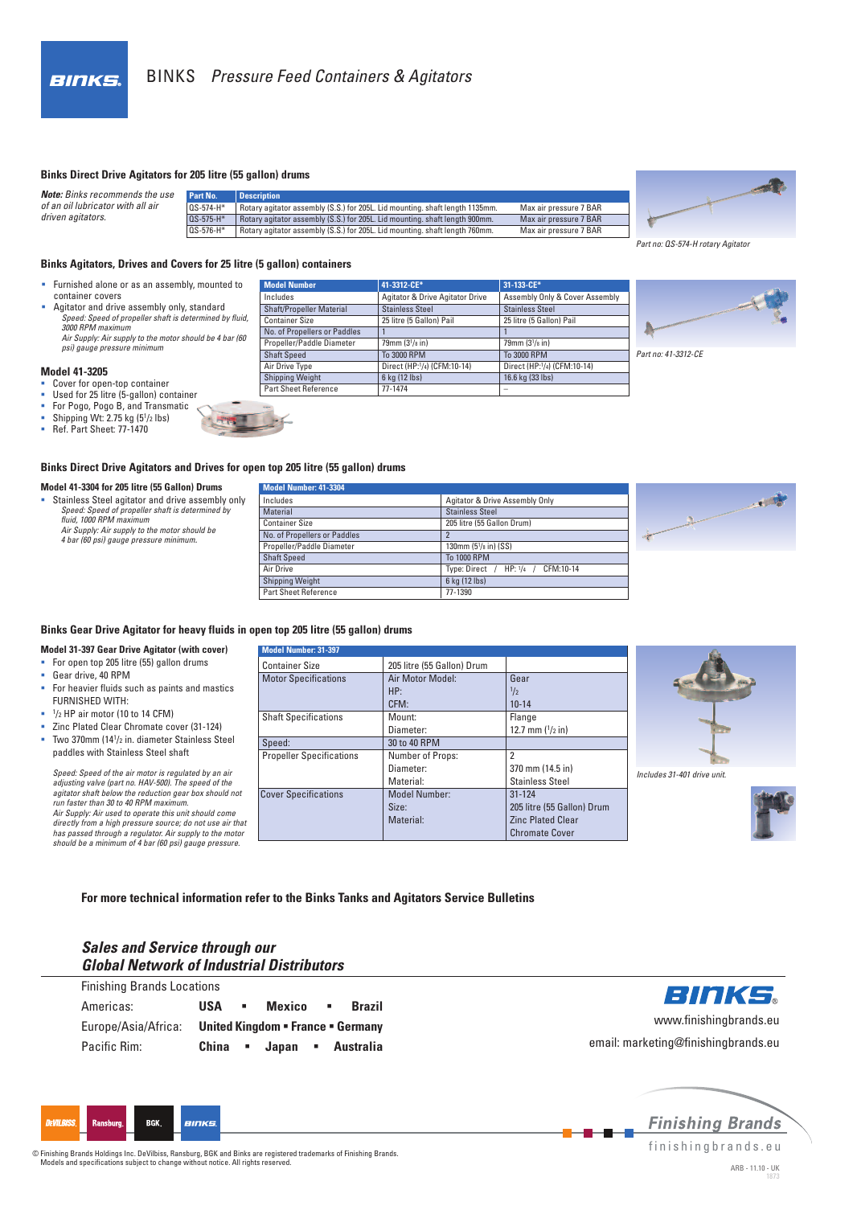# BINKS *Pressure Feed Containers & Agitators*

## Binks Direct Drive Agitators for 205 litre (55 gallon) drums

***Note:*** *Binks recommends the use of an oil lubricator with all air driven agitators.*

| Part No. | Description | |
|---|---|---|
| QS-574-H* | Rotary agitator assembly (S.S.) for 205L. Lid mounting. shaft length 1135mm. | Max air pressure 7 BAR |
| QS-575-H* | Rotary agitator assembly (S.S.) for 205L. Lid mounting. shaft length 900mm. | Max air pressure 7 BAR |
| QS-576-H* | Rotary agitator assembly (S.S.) for 205L. Lid mounting. shaft length 760mm. | Max air pressure 7 BAR |

*Part no: QS-574-H rotary Agitator*

## Binks Agitators, Drives and Covers for 25 litre (5 gallon) containers

- Furnished alone or as an assembly, mounted to container covers
- Agitator and drive assembly only, standard
  *Speed: Speed of propeller shaft is determined by fluid, 3000 RPM maximum*
  *Air Supply: Air supply to the motor should be 4 bar (60 psi) gauge pressure minimum*

| Model Number | 41-3312-CE* | 31-133-CE* |
|---|---|---|
| Includes | Agitator & Drive Agitator Drive | Assembly Only & Cover Assembly |
| Shaft/Propeller Material | Stainless Steel | Stainless Steel |
| Container Size | 25 litre (5 Gallon) Pail | 25 litre (5 Gallon) Pail |
| No. of Propellers or Paddles | 1 | 1 |
| Propeller/Paddle Diameter | 79mm (3$^1/_8$ in) | 79mm (3$^1/_8$ in) |
| Shaft Speed | To 3000 RPM | To 3000 RPM |
| Air Drive Type | Direct (HP:$^1/_4$) (CFM:10-14) | Direct (HP:$^1/_4$) (CFM:10-14) |
| Shipping Weight | 6 kg (12 lbs) | 16.6 kg (33 lbs) |
| Part Sheet Reference | 77-1474 | – |

*Part no: 41-3312-CE*

### Model 41-3205

- Cover for open-top container
- Used for 25 litre (5-gallon) container
- For Pogo, Pogo B, and Transmatic
- Shipping Wt: 2.75 kg (5$^1/_2$ lbs)
- Ref. Part Sheet: 77-1470

## Binks Direct Drive Agitators and Drives for open top 205 litre (55 gallon) drums

### Model 41-3304 for 205 litre (55 Gallon) Drums

- Stainless Steel agitator and drive assembly only
  *Speed: Speed of propeller shaft is determined by fluid, 1000 RPM maximum*
  *Air Supply: Air supply to the motor should be 4 bar (60 psi) gauge pressure minimum.*

| Model Number: 41-3304 | |
|---|---|
| Includes | Agitator & Drive Assembly Only |
| Material | Stainless Steel |
| Container Size | 205 litre (55 Gallon Drum) |
| No. of Propellers or Paddles | 2 |
| Propeller/Paddle Diameter | 130mm (5$^1/_8$ in) (SS) |
| Shaft Speed | To 1000 RPM |
| Air Drive | Type: Direct / HP: $^1/_4$ / CFM:10-14 |
| Shipping Weight | 6 kg (12 lbs) |
| Part Sheet Reference | 77-1390 |

## Binks Gear Drive Agitator for heavy fluids in open top 205 litre (55 gallon) drums

### Model 31-397 Gear Drive Agitator (with cover)

- For open top 205 litre (55) gallon drums
- Gear drive, 40 RPM
- For heavier fluids such as paints and mastics FURNISHED WITH:
- $^1/_2$ HP air motor (10 to 14 CFM)
- Zinc Plated Clear Chromate cover (31-124)
- Two 370mm (14$^1/_2$ in. diameter Stainless Steel paddles with Stainless Steel shaft

*Speed: Speed of the air motor is regulated by an air adjusting valve (part no. HAV-500). The speed of the agitator shaft below the reduction gear box should not run faster than 30 to 40 RPM maximum.*
*Air Supply: Air used to operate this unit should come directly from a high pressure source; do not use air that has passed through a regulator. Air supply to the motor should be a minimum of 4 bar (60 psi) gauge pressure.*

| Model Number: 31-397 | | |
|---|---|---|
| Container Size | 205 litre (55 Gallon) Drum | |
| Motor Specifications | Air Motor Model:<br>HP:<br>CFM: | Gear<br>$^1/_2$<br>10-14 |
| Shaft Specifications | Mount:<br>Diameter: | Flange<br>12.7 mm ($^1/_2$ in) |
| Speed: | 30 to 40 RPM | |
| Propeller Specifications | Number of Props:<br>Diameter:<br>Material: | 2<br>370 mm (14.5 in)<br>Stainless Steel |
| Cover Specifications | Model Number:<br>Size:<br>Material: | 31-124<br>205 litre (55 Gallon) Drum<br>Zinc Plated Clear Chromate Cover |

*Includes 31-401 drive unit.*

**For more technical information refer to the Binks Tanks and Agitators Service Bulletins**

## *Sales and Service through our Global Network of Industrial Distributors*

Finishing Brands Locations

| | |
|---|---|
| Americas: | **USA ▪ Mexico ▪ Brazil** |
| Europe/Asia/Africa: | **United Kingdom ▪ France ▪ Germany** |
| Pacific Rim: | **China ▪ Japan ▪ Australia** |

BINKS
www.finishingbrands.eu
email: marketing@finishingbrands.eu

DeVILBISS Ransburg BGK BINKS

Finishing Brands
finishingbrands.eu

© Finishing Brands Holdings Inc. DeVilbiss, Ransburg, BGK and Binks are registered trademarks of Finishing Brands. Models and specifications subject to change without notice. All rights reserved.

ARB - 11.10 - UK
1873